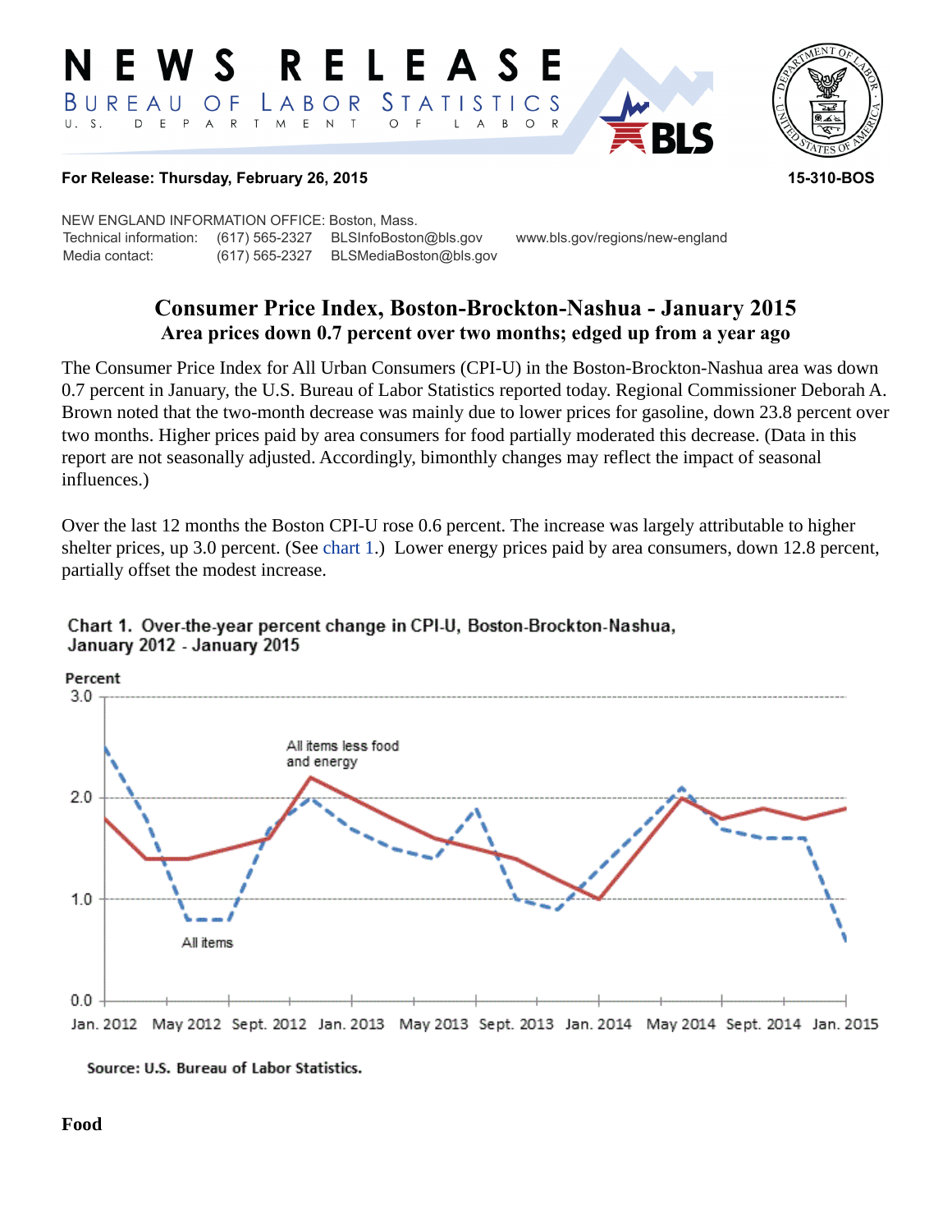# NEWS RELEASE

BUREAU OF LABOR STATISTICS

U. S. DEPARTMENT OF LABOR

**For Release: Thursday, February 26, 2015** **15-310-BOS**

NEW ENGLAND INFORMATION OFFICE: Boston, Mass.
Technical information: (617) 565-2327 BLSInfoBoston@bls.gov www.bls.gov/regions/new-england
Media contact: (617) 565-2327 BLSMediaBoston@bls.gov

## Consumer Price Index, Boston-Brockton-Nashua - January 2015

### Area prices down 0.7 percent over two months; edged up from a year ago

The Consumer Price Index for All Urban Consumers (CPI-U) in the Boston-Brockton-Nashua area was down 0.7 percent in January, the U.S. Bureau of Labor Statistics reported today. Regional Commissioner Deborah A. Brown noted that the two-month decrease was mainly due to lower prices for gasoline, down 23.8 percent over two months. Higher prices paid by area consumers for food partially moderated this decrease. (Data in this report are not seasonally adjusted. Accordingly, bimonthly changes may reflect the impact of seasonal influences.)

Over the last 12 months the Boston CPI-U rose 0.6 percent. The increase was largely attributable to higher shelter prices, up 3.0 percent. (See chart 1.) Lower energy prices paid by area consumers, down 12.8 percent, partially offset the modest increase.

Chart 1. Over-the-year percent change in CPI-U, Boston-Brockton-Nashua, January 2012 - January 2015

Source: U.S. Bureau of Labor Statistics.

**Food**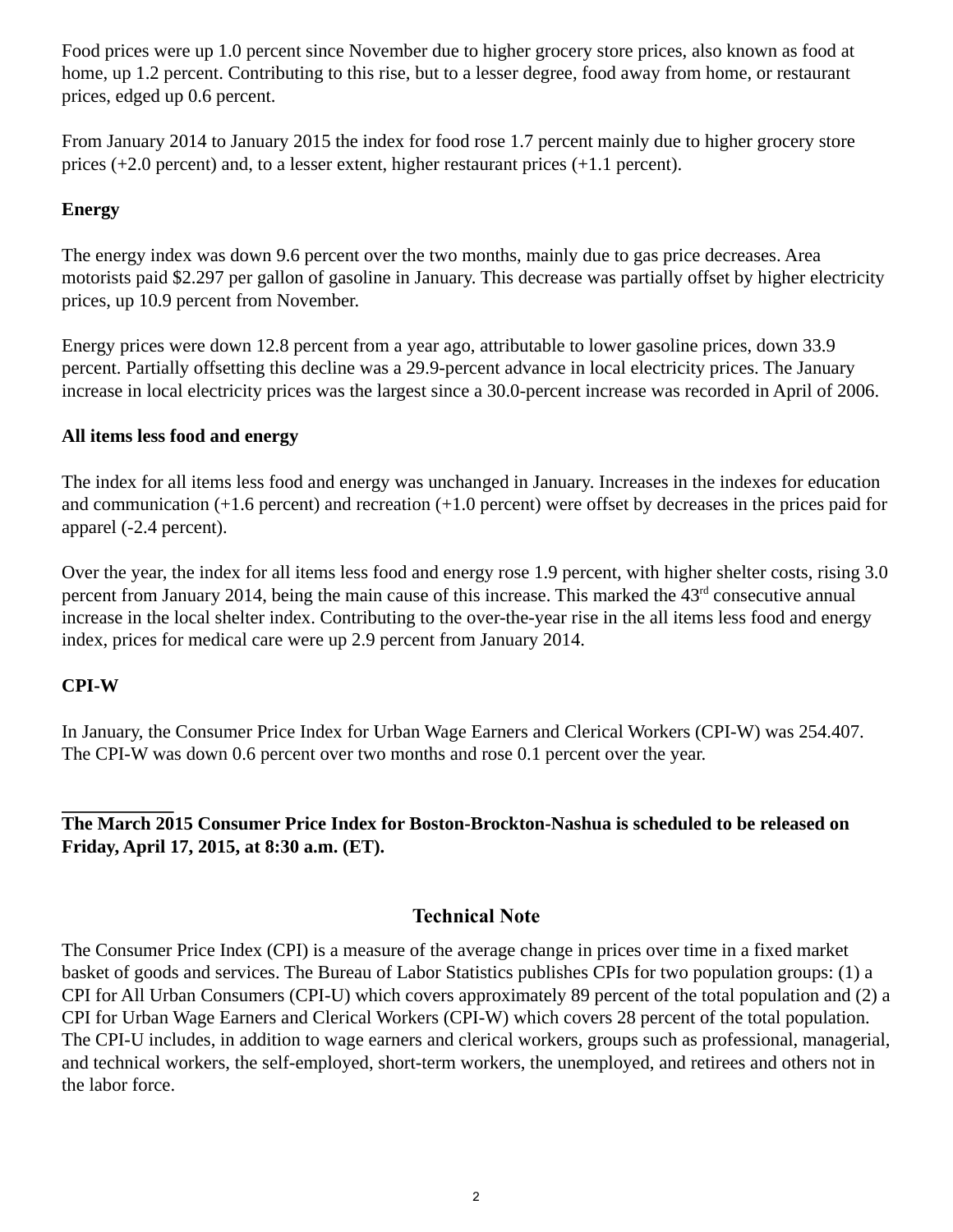Food prices were up 1.0 percent since November due to higher grocery store prices, also known as food at home, up 1.2 percent. Contributing to this rise, but to a lesser degree, food away from home, or restaurant prices, edged up 0.6 percent.

From January 2014 to January 2015 the index for food rose 1.7 percent mainly due to higher grocery store prices (+2.0 percent) and, to a lesser extent, higher restaurant prices (+1.1 percent).

**Energy**

The energy index was down 9.6 percent over the two months, mainly due to gas price decreases. Area motorists paid $2.297 per gallon of gasoline in January. This decrease was partially offset by higher electricity prices, up 10.9 percent from November.

Energy prices were down 12.8 percent from a year ago, attributable to lower gasoline prices, down 33.9 percent. Partially offsetting this decline was a 29.9-percent advance in local electricity prices. The January increase in local electricity prices was the largest since a 30.0-percent increase was recorded in April of 2006.

**All items less food and energy**

The index for all items less food and energy was unchanged in January. Increases in the indexes for education and communication (+1.6 percent) and recreation (+1.0 percent) were offset by decreases in the prices paid for apparel (-2.4 percent).

Over the year, the index for all items less food and energy rose 1.9 percent, with higher shelter costs, rising 3.0 percent from January 2014, being the main cause of this increase. This marked the 43rd consecutive annual increase in the local shelter index. Contributing to the over-the-year rise in the all items less food and energy index, prices for medical care were up 2.9 percent from January 2014.

**CPI-W**

In January, the Consumer Price Index for Urban Wage Earners and Clerical Workers (CPI-W) was 254.407. The CPI-W was down 0.6 percent over two months and rose 0.1 percent over the year.

---

**The March 2015 Consumer Price Index for Boston-Brockton-Nashua is scheduled to be released on Friday, April 17, 2015, at 8:30 a.m. (ET).**

## Technical Note

The Consumer Price Index (CPI) is a measure of the average change in prices over time in a fixed market basket of goods and services. The Bureau of Labor Statistics publishes CPIs for two population groups: (1) a CPI for All Urban Consumers (CPI-U) which covers approximately 89 percent of the total population and (2) a CPI for Urban Wage Earners and Clerical Workers (CPI-W) which covers 28 percent of the total population. The CPI-U includes, in addition to wage earners and clerical workers, groups such as professional, managerial, and technical workers, the self-employed, short-term workers, the unemployed, and retirees and others not in the labor force.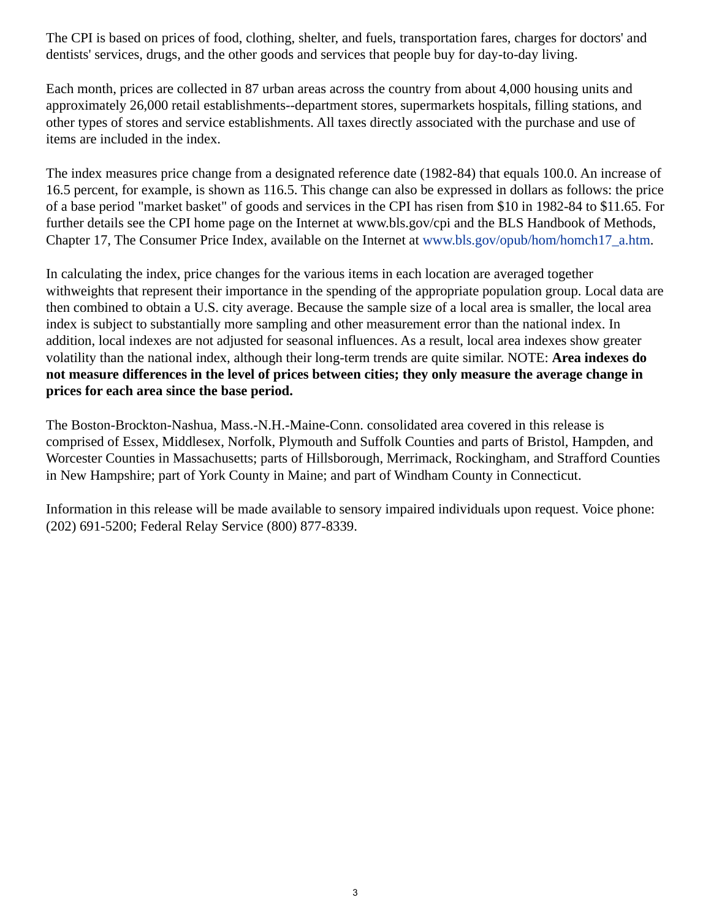The CPI is based on prices of food, clothing, shelter, and fuels, transportation fares, charges for doctors' and dentists' services, drugs, and the other goods and services that people buy for day-to-day living.

Each month, prices are collected in 87 urban areas across the country from about 4,000 housing units and approximately 26,000 retail establishments--department stores, supermarkets hospitals, filling stations, and other types of stores and service establishments. All taxes directly associated with the purchase and use of items are included in the index.

The index measures price change from a designated reference date (1982-84) that equals 100.0. An increase of 16.5 percent, for example, is shown as 116.5. This change can also be expressed in dollars as follows: the price of a base period "market basket" of goods and services in the CPI has risen from $10 in 1982-84 to $11.65. For further details see the CPI home page on the Internet at www.bls.gov/cpi and the BLS Handbook of Methods, Chapter 17, The Consumer Price Index, available on the Internet at www.bls.gov/opub/hom/homch17_a.htm.

In calculating the index, price changes for the various items in each location are averaged together withweights that represent their importance in the spending of the appropriate population group. Local data are then combined to obtain a U.S. city average. Because the sample size of a local area is smaller, the local area index is subject to substantially more sampling and other measurement error than the national index. In addition, local indexes are not adjusted for seasonal influences. As a result, local area indexes show greater volatility than the national index, although their long-term trends are quite similar. NOTE: **Area indexes do not measure differences in the level of prices between cities; they only measure the average change in prices for each area since the base period.**

The Boston-Brockton-Nashua, Mass.-N.H.-Maine-Conn. consolidated area covered in this release is comprised of Essex, Middlesex, Norfolk, Plymouth and Suffolk Counties and parts of Bristol, Hampden, and Worcester Counties in Massachusetts; parts of Hillsborough, Merrimack, Rockingham, and Strafford Counties in New Hampshire; part of York County in Maine; and part of Windham County in Connecticut.

Information in this release will be made available to sensory impaired individuals upon request. Voice phone: (202) 691-5200; Federal Relay Service (800) 877-8339.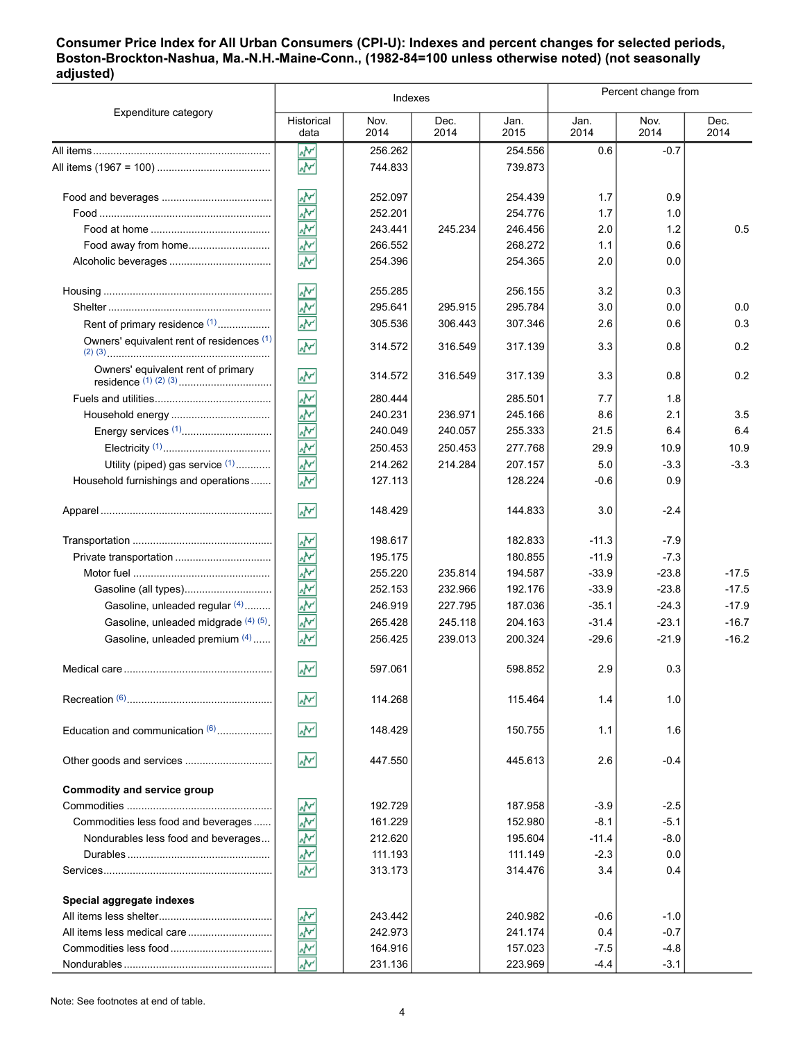**Consumer Price Index for All Urban Consumers (CPI-U): Indexes and percent changes for selected periods, Boston-Brockton-Nashua, Ma.-N.H.-Maine-Conn., (1982-84=100 unless otherwise noted) (not seasonally adjusted)**

| Expenditure category | Indexes | | | | Percent change from | | |
|---|---|---|---|---|---|---|---|
| | Historical data | Nov. 2014 | Dec. 2014 | Jan. 2015 | Jan. 2014 | Nov. 2014 | Dec. 2014 |
| All items | | 256.262 | | 254.556 | 0.6 | -0.7 | |
| All items (1967 = 100) | | 744.833 | | 739.873 | | | |
| Food and beverages | | 252.097 | | 254.439 | 1.7 | 0.9 | |
| Food | | 252.201 | | 254.776 | 1.7 | 1.0 | |
| Food at home | | 243.441 | 245.234 | 246.456 | 2.0 | 1.2 | 0.5 |
| Food away from home | | 266.552 | | 268.272 | 1.1 | 0.6 | |
| Alcoholic beverages | | 254.396 | | 254.365 | 2.0 | 0.0 | |
| Housing | | 255.285 | | 256.155 | 3.2 | 0.3 | |
| Shelter | | 295.641 | 295.915 | 295.784 | 3.0 | 0.0 | 0.0 |
| Rent of primary residence (1) | | 305.536 | 306.443 | 307.346 | 2.6 | 0.6 | 0.3 |
| Owners' equivalent rent of residences (1) (2) (3) | | 314.572 | 316.549 | 317.139 | 3.3 | 0.8 | 0.2 |
| Owners' equivalent rent of primary residence (1) (2) (3) | | 314.572 | 316.549 | 317.139 | 3.3 | 0.8 | 0.2 |
| Fuels and utilities | | 280.444 | | 285.501 | 7.7 | 1.8 | |
| Household energy | | 240.231 | 236.971 | 245.166 | 8.6 | 2.1 | 3.5 |
| Energy services (1) | | 240.049 | 240.057 | 255.333 | 21.5 | 6.4 | 6.4 |
| Electricity (1) | | 250.453 | 250.453 | 277.768 | 29.9 | 10.9 | 10.9 |
| Utility (piped) gas service (1) | | 214.262 | 214.284 | 207.157 | 5.0 | -3.3 | -3.3 |
| Household furnishings and operations | | 127.113 | | 128.224 | -0.6 | 0.9 | |
| Apparel | | 148.429 | | 144.833 | 3.0 | -2.4 | |
| Transportation | | 198.617 | | 182.833 | -11.3 | -7.9 | |
| Private transportation | | 195.175 | | 180.855 | -11.9 | -7.3 | |
| Motor fuel | | 255.220 | 235.814 | 194.587 | -33.9 | -23.8 | -17.5 |
| Gasoline (all types) | | 252.153 | 232.966 | 192.176 | -33.9 | -23.8 | -17.5 |
| Gasoline, unleaded regular (4) | | 246.919 | 227.795 | 187.036 | -35.1 | -24.3 | -17.9 |
| Gasoline, unleaded midgrade (4) (5) | | 265.428 | 245.118 | 204.163 | -31.4 | -23.1 | -16.7 |
| Gasoline, unleaded premium (4) | | 256.425 | 239.013 | 200.324 | -29.6 | -21.9 | -16.2 |
| Medical care | | 597.061 | | 598.852 | 2.9 | 0.3 | |
| Recreation (6) | | 114.268 | | 115.464 | 1.4 | 1.0 | |
| Education and communication (6) | | 148.429 | | 150.755 | 1.1 | 1.6 | |
| Other goods and services | | 447.550 | | 445.613 | 2.6 | -0.4 | |
| **Commodity and service group** | | | | | | | |
| Commodities | | 192.729 | | 187.958 | -3.9 | -2.5 | |
| Commodities less food and beverages | | 161.229 | | 152.980 | -8.1 | -5.1 | |
| Nondurables less food and beverages | | 212.620 | | 195.604 | -11.4 | -8.0 | |
| Durables | | 111.193 | | 111.149 | -2.3 | 0.0 | |
| Services | | 313.173 | | 314.476 | 3.4 | 0.4 | |
| **Special aggregate indexes** | | | | | | | |
| All items less shelter | | 243.442 | | 240.982 | -0.6 | -1.0 | |
| All items less medical care | | 242.973 | | 241.174 | 0.4 | -0.7 | |
| Commodities less food | | 164.916 | | 157.023 | -7.5 | -4.8 | |
| Nondurables | | 231.136 | | 223.969 | -4.4 | -3.1 | |

Note: See footnotes at end of table.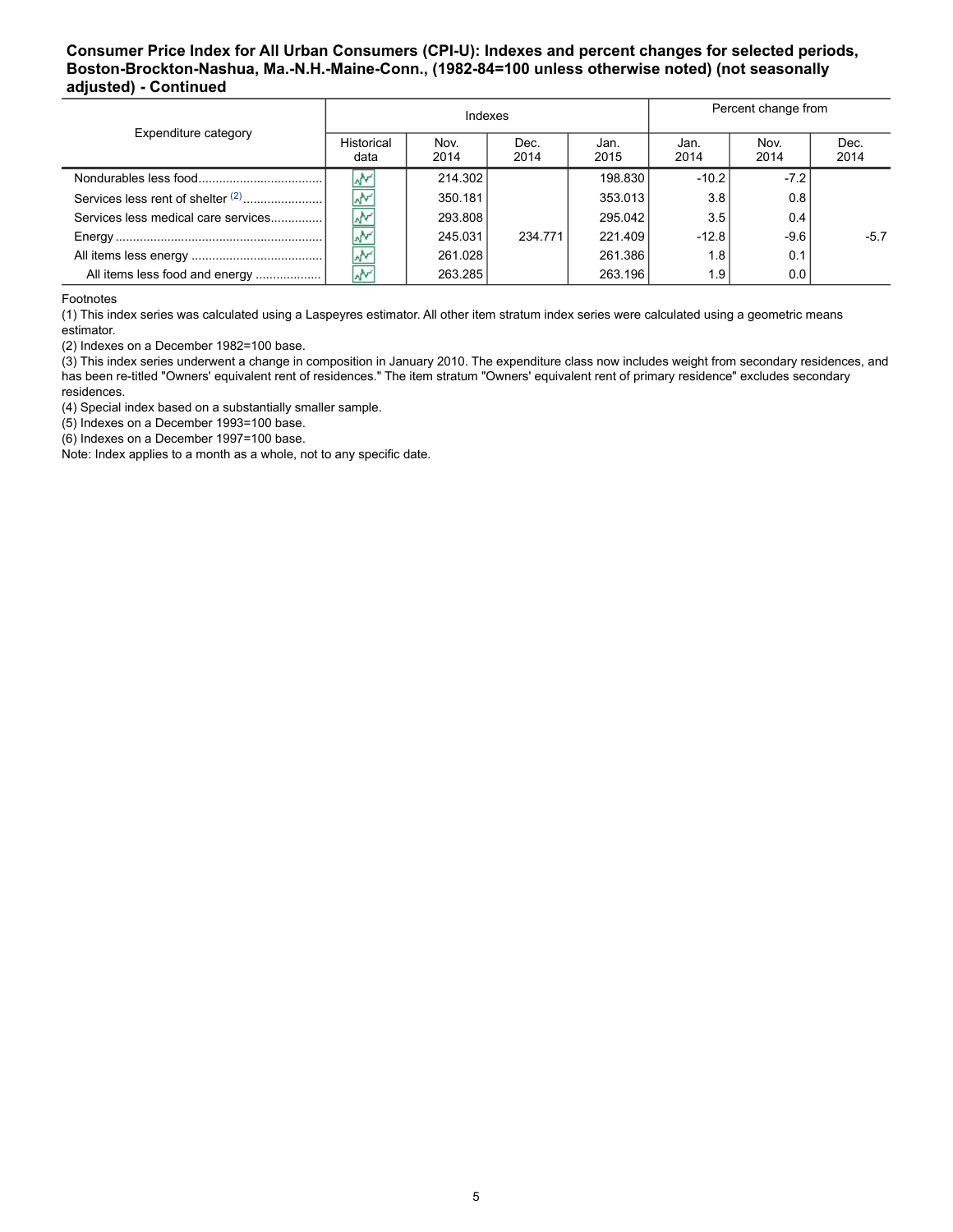**Consumer Price Index for All Urban Consumers (CPI-U): Indexes and percent changes for selected periods, Boston-Brockton-Nashua, Ma.-N.H.-Maine-Conn., (1982-84=100 unless otherwise noted) (not seasonally adjusted) - Continued**

| Expenditure category | Indexes | | | | Percent change from | | |
|---|---|---|---|---|---|---|---|
| | Historical data | Nov. 2014 | Dec. 2014 | Jan. 2015 | Jan. 2014 | Nov. 2014 | Dec. 2014 |
| Nondurables less food | | 214.302 | | 198.830 | -10.2 | -7.2 | |
| Services less rent of shelter (2) | | 350.181 | | 353.013 | 3.8 | 0.8 | |
| Services less medical care services | | 293.808 | | 295.042 | 3.5 | 0.4 | |
| Energy | | 245.031 | 234.771 | 221.409 | -12.8 | -9.6 | -5.7 |
| All items less energy | | 261.028 | | 261.386 | 1.8 | 0.1 | |
| All items less food and energy | | 263.285 | | 263.196 | 1.9 | 0.0 | |

Footnotes

(1) This index series was calculated using a Laspeyres estimator. All other item stratum index series were calculated using a geometric means estimator.

(2) Indexes on a December 1982=100 base.

(3) This index series underwent a change in composition in January 2010. The expenditure class now includes weight from secondary residences, and has been re-titled "Owners' equivalent rent of residences." The item stratum "Owners' equivalent rent of primary residence" excludes secondary residences.

(4) Special index based on a substantially smaller sample.

(5) Indexes on a December 1993=100 base.

(6) Indexes on a December 1997=100 base.

Note: Index applies to a month as a whole, not to any specific date.